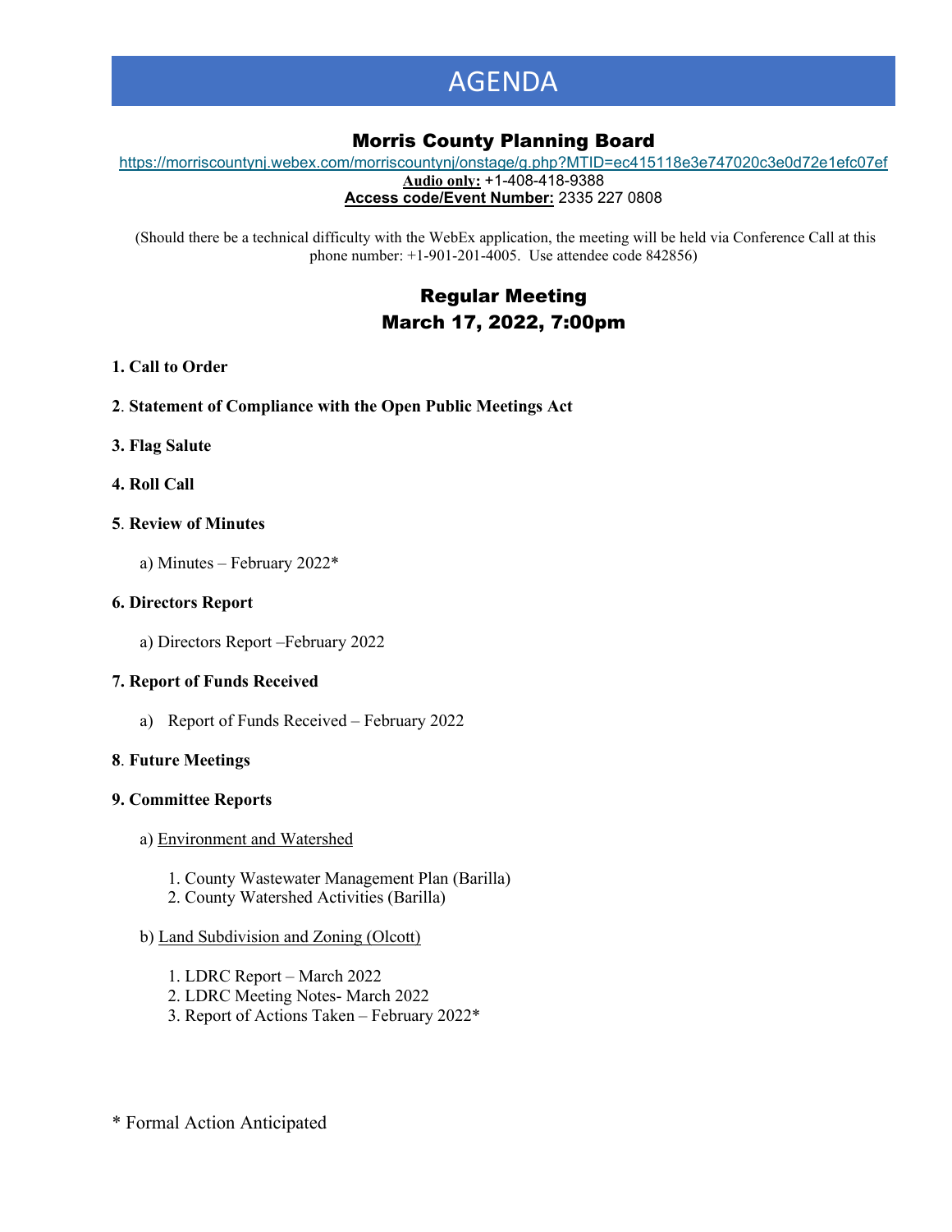# AGENDA

## Morris County Planning Board

https://morriscountynj.webex.com/morriscountynj/onstage/g.php?MTID=ec415118e3e747020c3e0d72e1efc07ef

**Audio only:** +1-408-418-9388

**Access code/Event Number:** 2335 227 0808

(Should there be a technical difficulty with the WebEx application, the meeting will be held via Conference Call at this phone number: +1-901-201-4005. Use attendee code 842856)

## Regular Meeting
## March 17, 2022, 7:00pm

**1. Call to Order**

**2. Statement of Compliance with the Open Public Meetings Act**

**3. Flag Salute**

**4. Roll Call**

**5. Review of Minutes**

a) Minutes – February 2022*

**6. Directors Report**

a) Directors Report –February 2022

**7. Report of Funds Received**

a) Report of Funds Received – February 2022

**8. Future Meetings**

**9. Committee Reports**

a) Environment and Watershed

1. County Wastewater Management Plan (Barilla)
2. County Watershed Activities (Barilla)

b) Land Subdivision and Zoning (Olcott)

1. LDRC Report – March 2022
2. LDRC Meeting Notes- March 2022
3. Report of Actions Taken – February 2022*

\* Formal Action Anticipated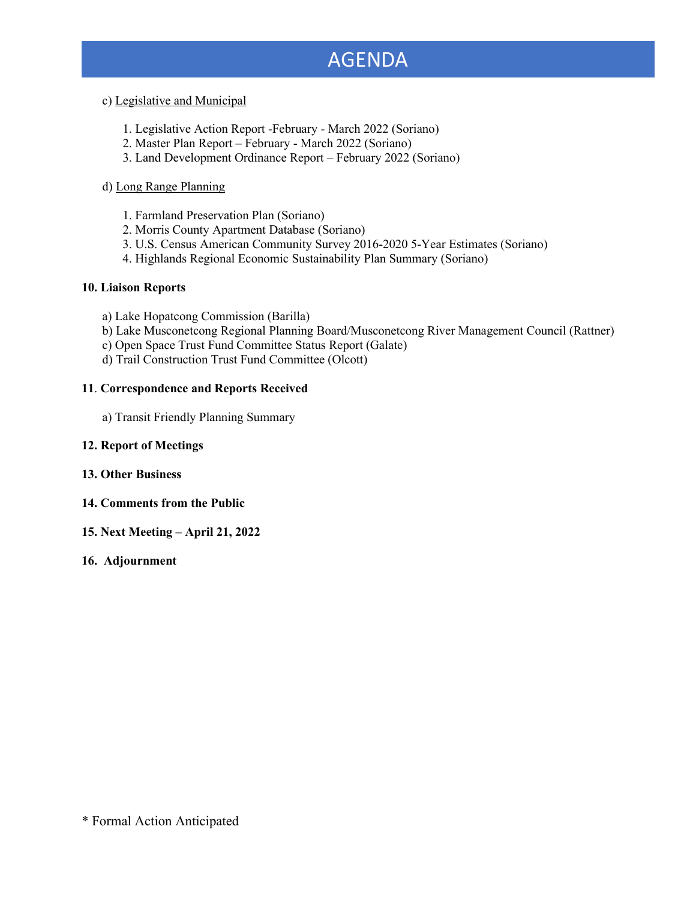# AGENDA

c) Legislative and Municipal

1. Legislative Action Report -February - March 2022 (Soriano)
2. Master Plan Report – February - March 2022 (Soriano)
3. Land Development Ordinance Report – February 2022 (Soriano)

d) Long Range Planning

1. Farmland Preservation Plan (Soriano)
2. Morris County Apartment Database (Soriano)
3. U.S. Census American Community Survey 2016-2020 5-Year Estimates (Soriano)
4. Highlands Regional Economic Sustainability Plan Summary (Soriano)

**10. Liaison Reports**

a) Lake Hopatcong Commission (Barilla)
b) Lake Musconetcong Regional Planning Board/Musconetcong River Management Council (Rattner)
c) Open Space Trust Fund Committee Status Report (Galate)
d) Trail Construction Trust Fund Committee (Olcott)

**11. Correspondence and Reports Received**

a) Transit Friendly Planning Summary

**12. Report of Meetings**

**13. Other Business**

**14. Comments from the Public**

**15. Next Meeting – April 21, 2022**

**16. Adjournment**

* Formal Action Anticipated